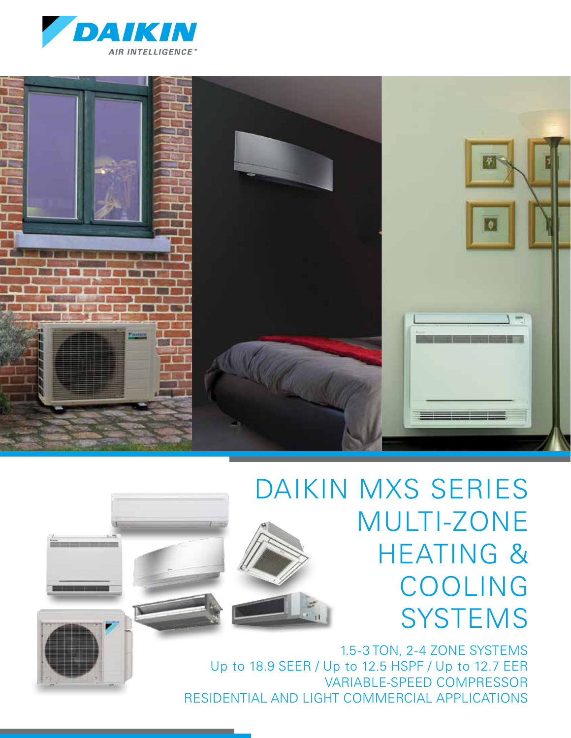DAIKIN

AIR INTELLIGENCE™

# DAIKIN MXS SERIES MULTI-ZONE HEATING & COOLING SYSTEMS

1.5-3 TON, 2-4 ZONE SYSTEMS

Up to 18.9 SEER / Up to 12.5 HSPF / Up to 12.7 EER

VARIABLE-SPEED COMPRESSOR

RESIDENTIAL AND LIGHT COMMERCIAL APPLICATIONS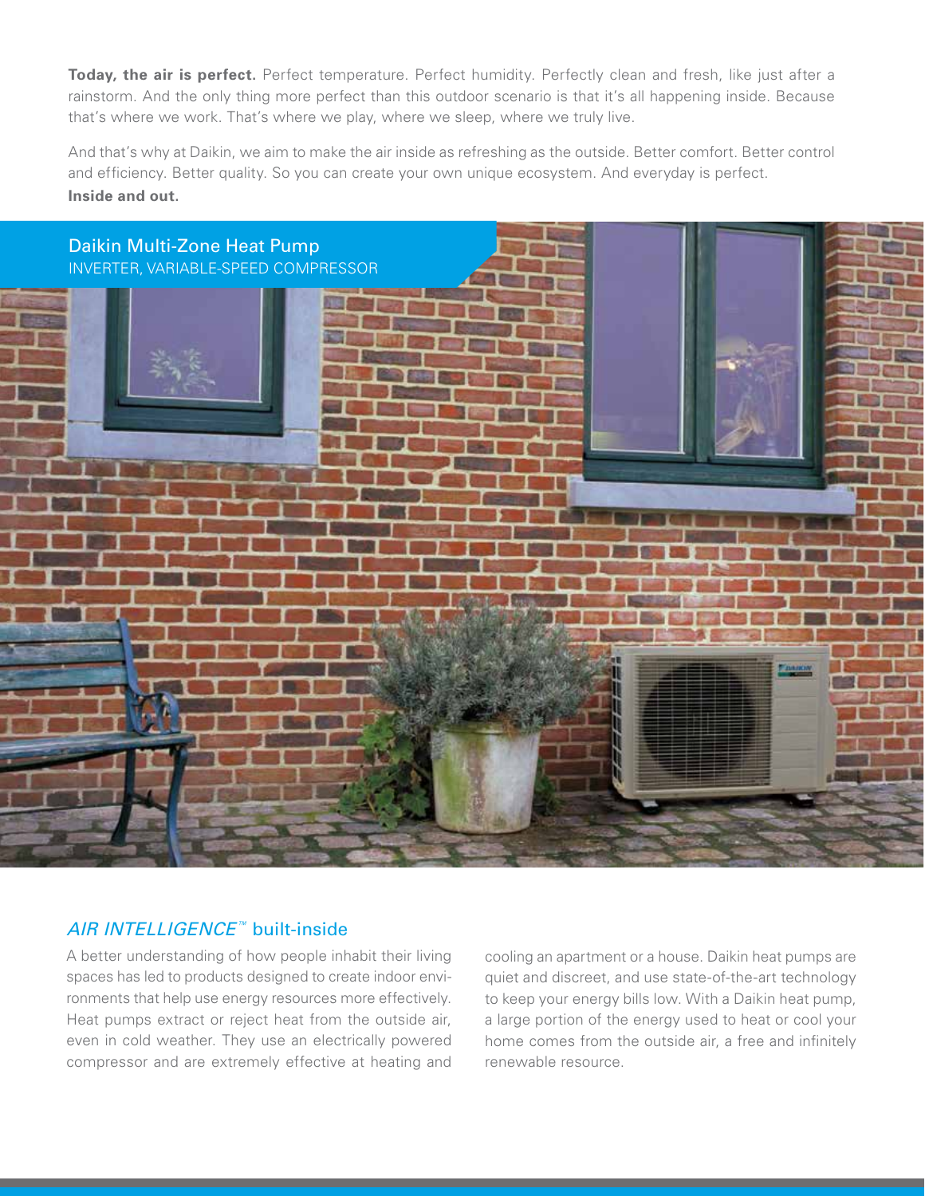**Today, the air is perfect.** Perfect temperature. Perfect humidity. Perfectly clean and fresh, like just after a rainstorm. And the only thing more perfect than this outdoor scenario is that it's all happening inside. Because that's where we work. That's where we play, where we sleep, where we truly live.

And that's why at Daikin, we aim to make the air inside as refreshing as the outside. Better comfort. Better control and efficiency. Better quality. So you can create your own unique ecosystem. And everyday is perfect. **Inside and out.**

## Daikin Multi-Zone Heat Pump

INVERTER, VARIABLE-SPEED COMPRESSOR

## *AIR INTELLIGENCE*™ built-inside

A better understanding of how people inhabit their living spaces has led to products designed to create indoor environments that help use energy resources more effectively. Heat pumps extract or reject heat from the outside air, even in cold weather. They use an electrically powered compressor and are extremely effective at heating and cooling an apartment or a house. Daikin heat pumps are quiet and discreet, and use state-of-the-art technology to keep your energy bills low. With a Daikin heat pump, a large portion of the energy used to heat or cool your home comes from the outside air, a free and infinitely renewable resource.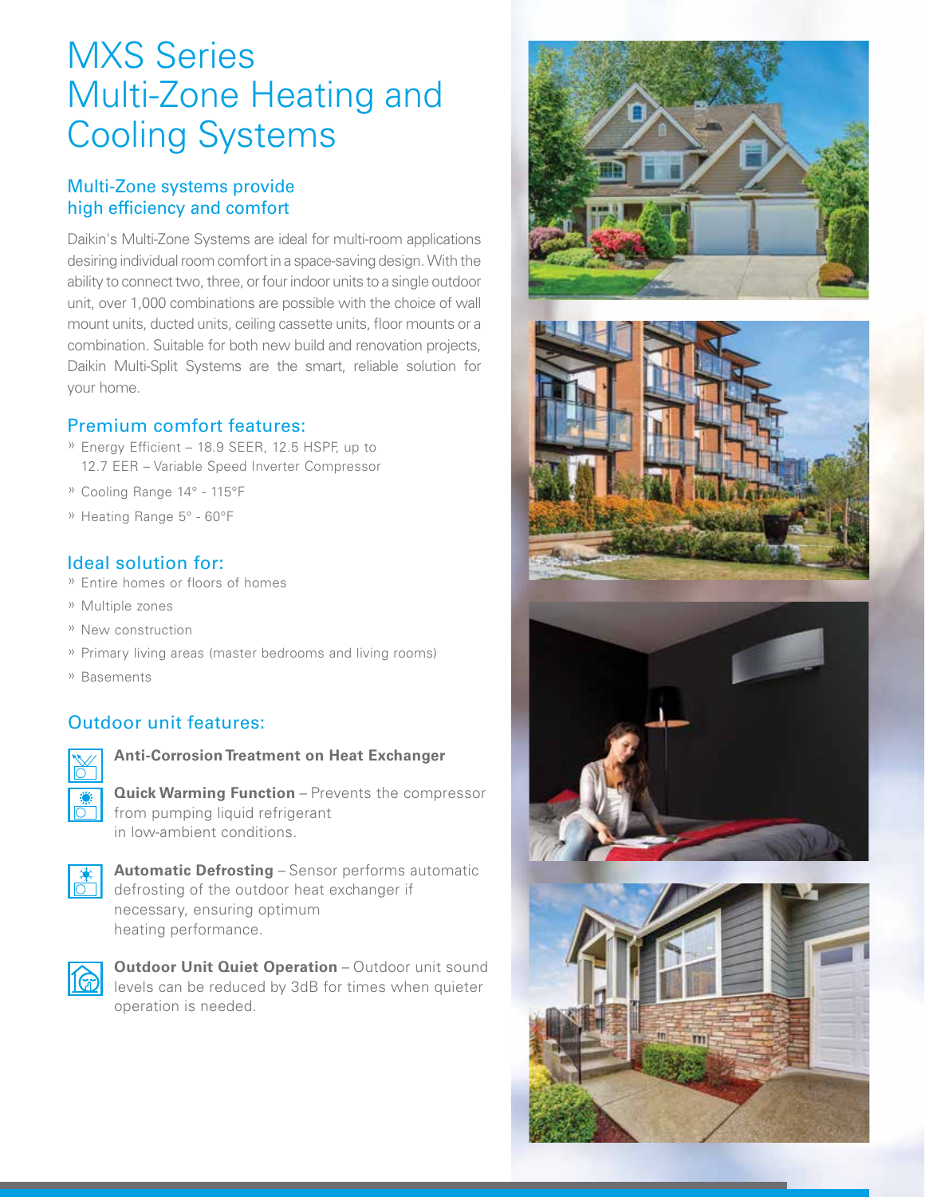# MXS Series Multi-Zone Heating and Cooling Systems

## Multi-Zone systems provide high efficiency and comfort

Daikin's Multi-Zone Systems are ideal for multi-room applications desiring individual room comfort in a space-saving design. With the ability to connect two, three, or four indoor units to a single outdoor unit, over 1,000 combinations are possible with the choice of wall mount units, ducted units, ceiling cassette units, floor mounts or a combination. Suitable for both new build and renovation projects, Daikin Multi-Split Systems are the smart, reliable solution for your home.

## Premium comfort features:

- Energy Efficient – 18.9 SEER, 12.5 HSPF, up to 12.7 EER – Variable Speed Inverter Compressor
- Cooling Range 14° - 115°F
- Heating Range 5° - 60°F

## Ideal solution for:

- Entire homes or floors of homes
- Multiple zones
- New construction
- Primary living areas (master bedrooms and living rooms)
- Basements

## Outdoor unit features:

**Anti-Corrosion Treatment on Heat Exchanger**

**Quick Warming Function** – Prevents the compressor from pumping liquid refrigerant in low-ambient conditions.

**Automatic Defrosting** – Sensor performs automatic defrosting of the outdoor heat exchanger if necessary, ensuring optimum heating performance.

**Outdoor Unit Quiet Operation** – Outdoor unit sound levels can be reduced by 3dB for times when quieter operation is needed.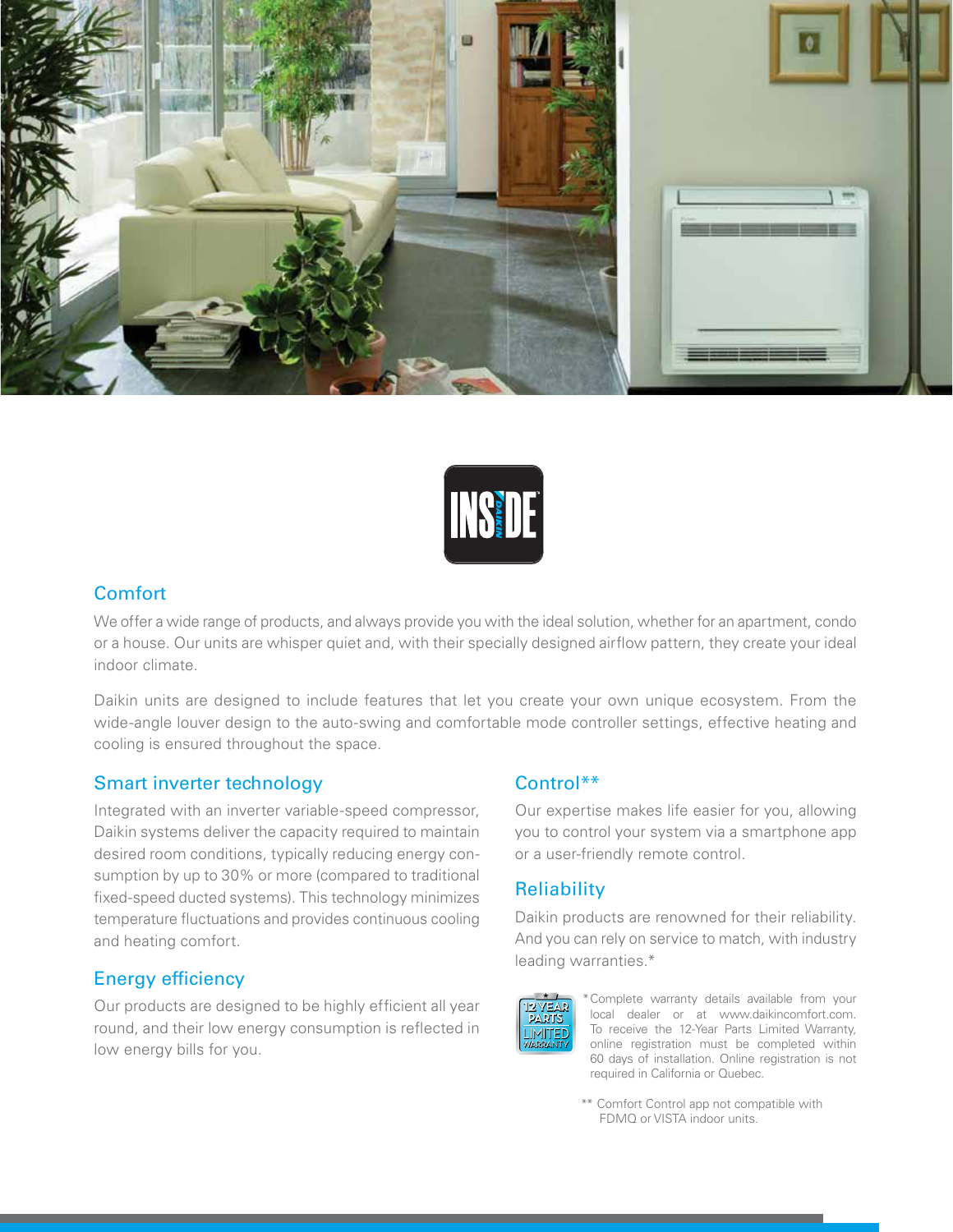## Comfort

We offer a wide range of products, and always provide you with the ideal solution, whether for an apartment, condo or a house. Our units are whisper quiet and, with their specially designed airflow pattern, they create your ideal indoor climate.

Daikin units are designed to include features that let you create your own unique ecosystem. From the wide-angle louver design to the auto-swing and comfortable mode controller settings, effective heating and cooling is ensured throughout the space.

## Smart inverter technology

Integrated with an inverter variable-speed compressor, Daikin systems deliver the capacity required to maintain desired room conditions, typically reducing energy consumption by up to 30% or more (compared to traditional fixed-speed ducted systems). This technology minimizes temperature fluctuations and provides continuous cooling and heating comfort.

## Energy efficiency

Our products are designed to be highly efficient all year round, and their low energy consumption is reflected in low energy bills for you.

## Control**

Our expertise makes life easier for you, allowing you to control your system via a smartphone app or a user-friendly remote control.

## Reliability

Daikin products are renowned for their reliability. And you can rely on service to match, with industry leading warranties.*

*Complete warranty details available from your local dealer or at www.daikincomfort.com. To receive the 12-Year Parts Limited Warranty, online registration must be completed within 60 days of installation. Online registration is not required in California or Quebec.

** Comfort Control app not compatible with FDMQ or VISTA indoor units.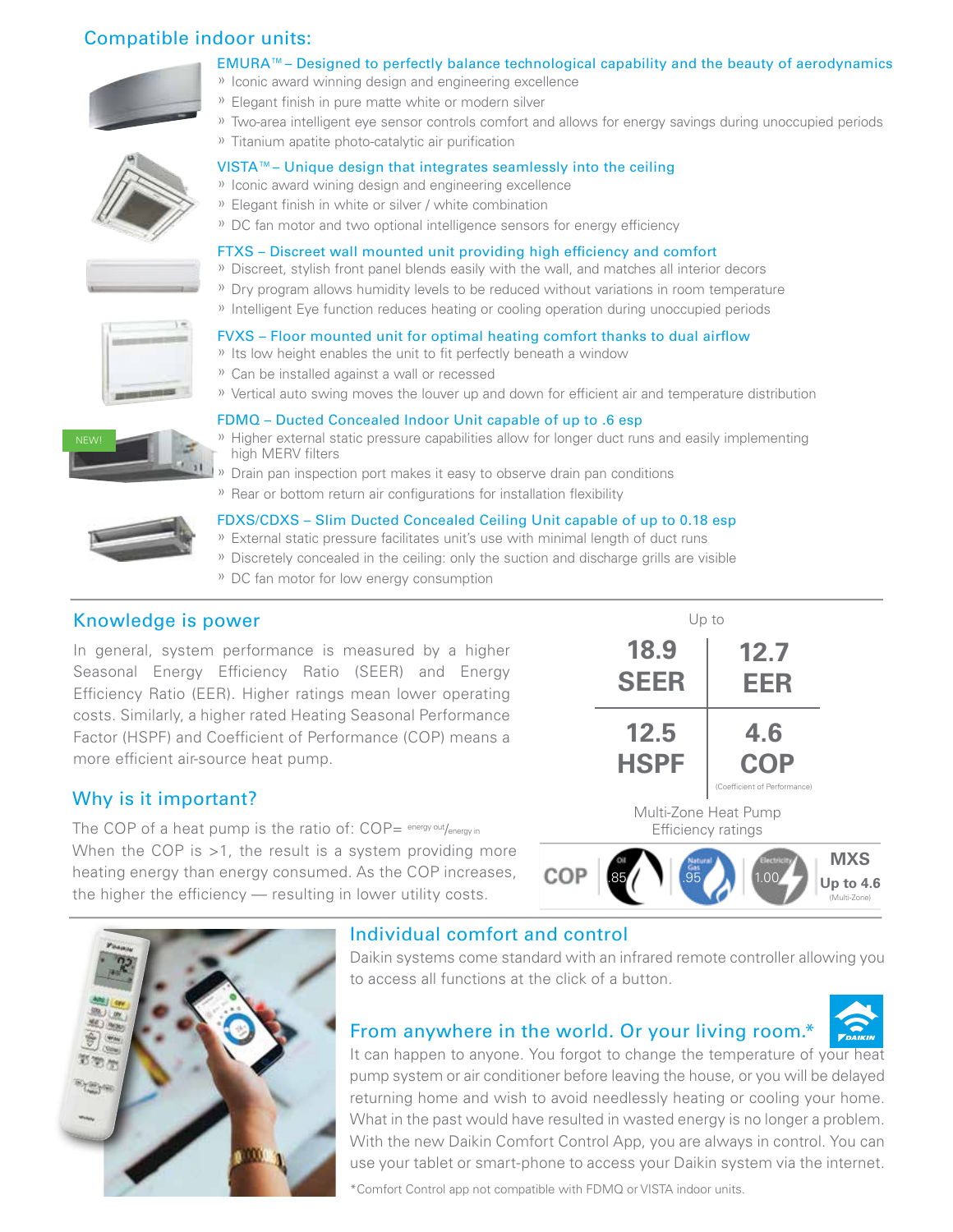## Compatible indoor units:

### EMURA™ – Designed to perfectly balance technological capability and the beauty of aerodynamics

- Iconic award winning design and engineering excellence
- Elegant finish in pure matte white or modern silver
- Two-area intelligent eye sensor controls comfort and allows for energy savings during unoccupied periods
- Titanium apatite photo-catalytic air purification

### VISTA™ – Unique design that integrates seamlessly into the ceiling

- Iconic award wining design and engineering excellence
- Elegant finish in white or silver / white combination
- DC fan motor and two optional intelligence sensors for energy efficiency

### FTXS – Discreet wall mounted unit providing high efficiency and comfort

- Discreet, stylish front panel blends easily with the wall, and matches all interior decors
- Dry program allows humidity levels to be reduced without variations in room temperature
- Intelligent Eye function reduces heating or cooling operation during unoccupied periods

### FVXS – Floor mounted unit for optimal heating comfort thanks to dual airflow

- Its low height enables the unit to fit perfectly beneath a window
- Can be installed against a wall or recessed
- Vertical auto swing moves the louver up and down for efficient air and temperature distribution

NEW!

### FDMQ – Ducted Concealed Indoor Unit capable of up to .6 esp

- Higher external static pressure capabilities allow for longer duct runs and easily implementing high MERV filters
- Drain pan inspection port makes it easy to observe drain pan conditions
- Rear or bottom return air configurations for installation flexibility

### FDXS/CDXS – Slim Ducted Concealed Ceiling Unit capable of up to 0.18 esp

- External static pressure facilitates unit's use with minimal length of duct runs
- Discretely concealed in the ceiling: only the suction and discharge grills are visible
- DC fan motor for low energy consumption

## Knowledge is power

In general, system performance is measured by a higher Seasonal Energy Efficiency Ratio (SEER) and Energy Efficiency Ratio (EER). Higher ratings mean lower operating costs. Similarly, a higher rated Heating Seasonal Performance Factor (HSPF) and Coefficient of Performance (COP) means a more efficient air-source heat pump.

## Why is it important?

The COP of a heat pump is the ratio of: COP= $\text{energy out}/\text{energy in}$ When the COP is >1, the result is a system providing more heating energy than energy consumed. As the COP increases, the higher the efficiency — resulting in lower utility costs.

Up to

| | |
|---|---|
| **18.9 SEER** | **12.7 EER** |
| **12.5 HSPF** | **4.6 COP** (Coefficient of Performance) |

Multi-Zone Heat Pump Efficiency ratings

| COP | Oil | Natural Gas | Electricity | MXS |
|---|---|---|---|---|
| | .85 | .95 | 1.00 | Up to 4.6 (Multi-Zone) |

## Individual comfort and control

Daikin systems come standard with an infrared remote controller allowing you to access all functions at the click of a button.

## From anywhere in the world. Or your living room.*

It can happen to anyone. You forgot to change the temperature of your heat pump system or air conditioner before leaving the house, or you will be delayed returning home and wish to avoid needlessly heating or cooling your home. What in the past would have resulted in wasted energy is no longer a problem. With the new Daikin Comfort Control App, you are always in control. You can use your tablet or smart-phone to access your Daikin system via the internet.

*Comfort Control app not compatible with FDMQ or VISTA indoor units.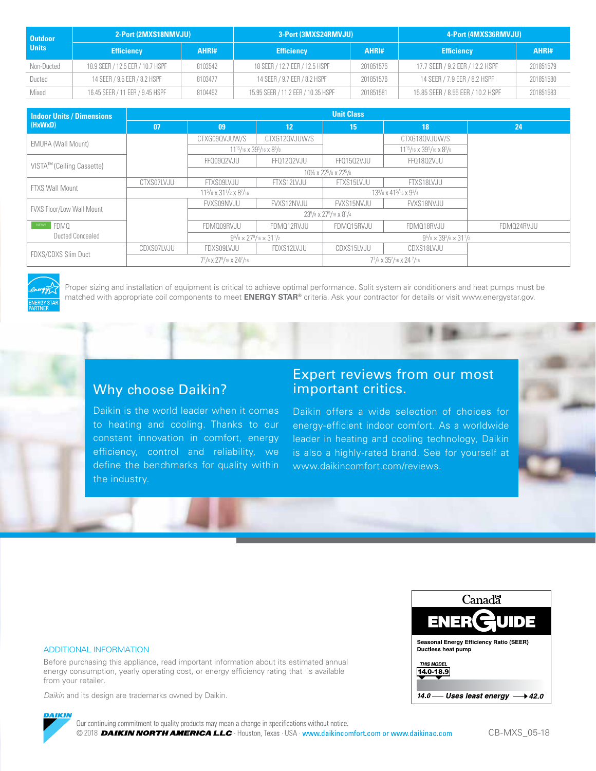| Outdoor Units | 2-Port (2MXS18NMVJU) | | 3-Port (3MXS24RMVJU) | | 4-Port (4MXS36RMVJU) | |
|---|---|---|---|---|---|---|
| | Efficiency | AHRI# | Efficiency | AHRI# | Efficiency | AHRI# |
| Non-Ducted | 18.9 SEER / 12.5 EER / 10.7 HSPF | 8103542 | 18 SEER / 12.7 EER / 12.5 HSPF | 201851575 | 17.7 SEER / 9.2 EER / 12.2 HSPF | 201851579 |
| Ducted | 14 SEER / 9.5 EER / 8.2 HSPF | 8103477 | 14 SEER / 9.7 EER / 8.2 HSPF | 201851576 | 14 SEER / 7.9 EER / 8.2 HSPF | 201851580 |
| Mixed | 16.45 SEER / 11 EER / 9.45 HSPF | 8104492 | 15.95 SEER / 11.2 EER / 10.35 HSPF | 201851581 | 15.85 SEER / 8.55 EER / 10.2 HSPF | 201851583 |

| Indoor Units / Dimensions (HxWxD) | Unit Class | | | | | |
|---|---|---|---|---|---|---|
| | 07 | 09 | 12 | 15 | 18 | 24 |
| EMURA (Wall Mount) | | CTXG09QVJUW/S | CTXG12QVJUW/S | | CTXG18QVJUW/S | |
| | | 11 15/16 x 39 5/16 x 8 3/8 | | | 11 15/16 x 39 5/16 x 8 3/8 | |
| VISTA™ (Ceiling Cassette) | | FFQ09Q2VJU | FFQ12Q2VJU | FFQ15Q2VJU | FFQ18Q2VJU | |
| | | 10¼ x 22 5/8 x 22 5/8 | | | | |
| FTXS Wall Mount | CTXS07LVJU | FTXS09LVJU | FTXS12LVJU | FTXS15LVJU | FTXS18LVJU | |
| | 11 5/8 x 31 1/2 x 8 7/16 | | | 13 3/8 x 41 5/16 x 9 3/4 | | |
| FVXS Floor/Low Wall Mount | | FVXS09NVJU | FVXS12NVJU | FVXS15NVJU | FVXS18NVJU | |
| | | 23 5/8 x 27 9/16 x 8 1/4 | | | | |
| NEW! FDMQ Ducted Concealed | | FDMQ09RVJU | FDMQ12RVJU | FDMQ15RVJU | FDMQ18RVJU | FDMQ24RVJU |
| | | 9 5/8 x 27 9/16 x 31 1/2 | | 9 5/8 x 39 3/8 x 31 1/2 | | |
| FDXS/CDXS Slim Duct | CDXS07LVJU | FDXS09LVJU | FDXS12LVJU | CDXS15LVJU | CDXS18LVJU | |
| | 7 7/8 x 27 9/16 x 24 7/16 | | | 7 7/8 x 35 7/16 x 24 7/16 | | |

ENERGY STAR PARTNER

Proper sizing and installation of equipment is critical to achieve optimal performance. Split system air conditioners and heat pumps must be matched with appropriate coil components to meet **ENERGY STAR**® criteria. Ask your contractor for details or visit www.energystar.gov.

## Why choose Daikin?

Daikin is the world leader when it comes to heating and cooling. Thanks to our constant innovation in comfort, energy efficiency, control and reliability, we define the benchmarks for quality within the industry.

## Expert reviews from our most important critics.

Daikin offers a wide selection of choices for energy-efficient indoor comfort. As a worldwide leader in heating and cooling technology, Daikin is also a highly-rated brand. See for yourself at www.daikincomfort.com/reviews.

### ADDITIONAL INFORMATION

Before purchasing this appliance, read important information about its estimated annual energy consumption, yearly operating cost, or energy efficiency rating that is available from your retailer.

*Daikin* and its design are trademarks owned by Daikin.

Canada
ENERGUIDE
Seasonal Energy Efficiency Ratio (SEER)
Ductless heat pump
THIS MODEL
14.0-18.9
14.0 — Uses least energy → 42.0

DAIKIN

Our continuing commitment to quality products may mean a change in specifications without notice.
© 2018 **DAIKIN NORTH AMERICA LLC** · Houston, Texas · USA · www.daikincomfort.com or www.daikinac.com

CB-MXS_05-18